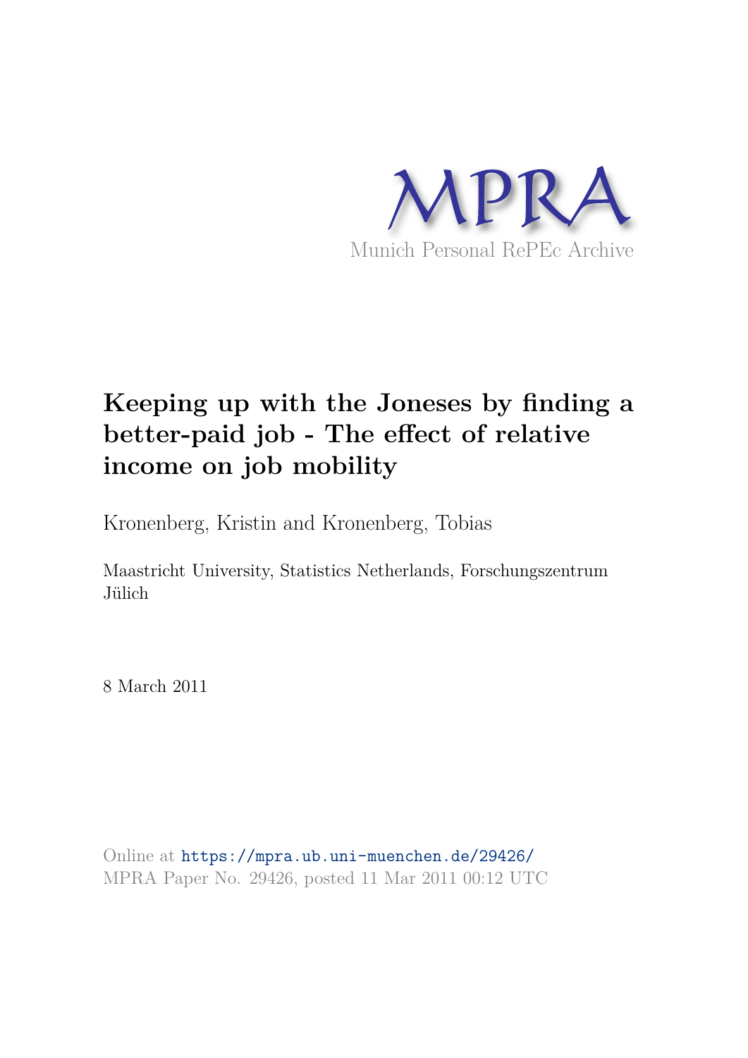MPRA

Munich Personal RePEc Archive

# Keeping up with the Joneses by finding a better-paid job - The effect of relative income on job mobility

Kronenberg, Kristin and Kronenberg, Tobias

Maastricht University, Statistics Netherlands, Forschungszentrum Jülich

8 March 2011

Online at https://mpra.ub.uni-muenchen.de/29426/
MPRA Paper No. 29426, posted 11 Mar 2011 00:12 UTC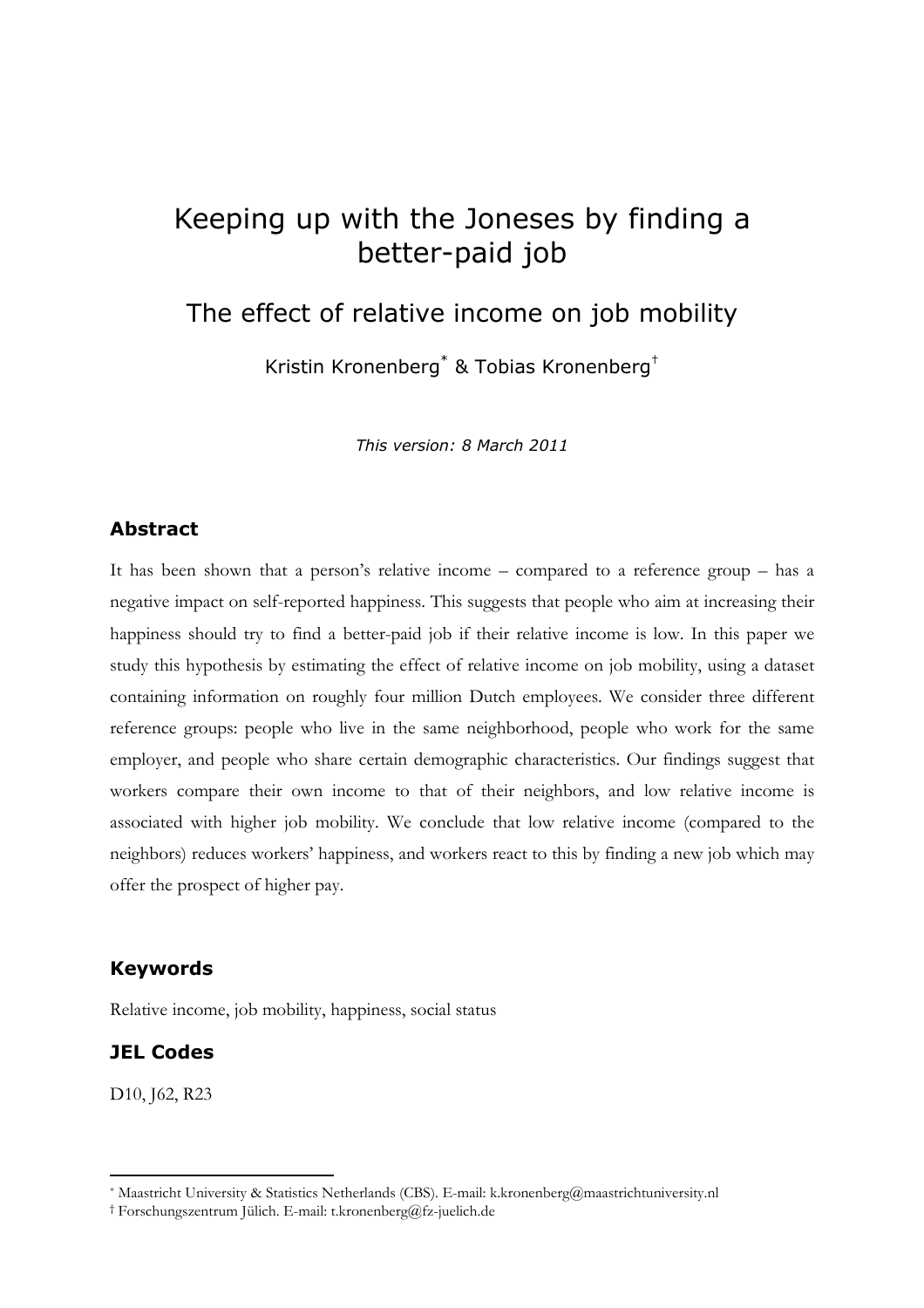# Keeping up with the Joneses by finding a better-paid job

## The effect of relative income on job mobility

Kristin Kronenberg[*] & Tobias Kronenberg[†]

*This version: 8 March 2011*

### Abstract

It has been shown that a person's relative income – compared to a reference group – has a negative impact on self-reported happiness. This suggests that people who aim at increasing their happiness should try to find a better-paid job if their relative income is low. In this paper we study this hypothesis by estimating the effect of relative income on job mobility, using a dataset containing information on roughly four million Dutch employees. We consider three different reference groups: people who live in the same neighborhood, people who work for the same employer, and people who share certain demographic characteristics. Our findings suggest that workers compare their own income to that of their neighbors, and low relative income is associated with higher job mobility. We conclude that low relative income (compared to the neighbors) reduces workers' happiness, and workers react to this by finding a new job which may offer the prospect of higher pay.

### Keywords

Relative income, job mobility, happiness, social status

### JEL Codes

D10, J62, R23

---

[*] Maastricht University & Statistics Netherlands (CBS). E-mail: k.kronenberg@maastrichtuniversity.nl

[†] Forschungszentrum Jülich. E-mail: t.kronenberg@fz-juelich.de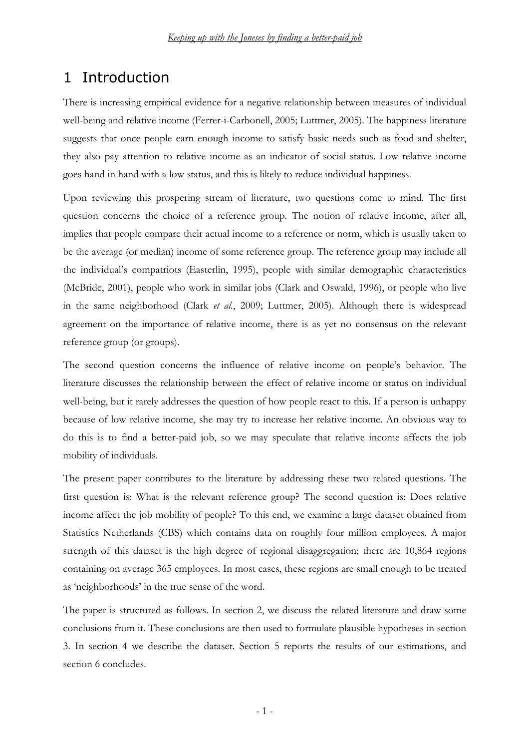# 1 Introduction

There is increasing empirical evidence for a negative relationship between measures of individual well-being and relative income (Ferrer-i-Carbonell, 2005; Luttmer, 2005). The happiness literature suggests that once people earn enough income to satisfy basic needs such as food and shelter, they also pay attention to relative income as an indicator of social status. Low relative income goes hand in hand with a low status, and this is likely to reduce individual happiness.

Upon reviewing this prospering stream of literature, two questions come to mind. The first question concerns the choice of a reference group. The notion of relative income, after all, implies that people compare their actual income to a reference or norm, which is usually taken to be the average (or median) income of some reference group. The reference group may include all the individual's compatriots (Easterlin, 1995), people with similar demographic characteristics (McBride, 2001), people who work in similar jobs (Clark and Oswald, 1996), or people who live in the same neighborhood (Clark *et al.*, 2009; Luttmer, 2005). Although there is widespread agreement on the importance of relative income, there is as yet no consensus on the relevant reference group (or groups).

The second question concerns the influence of relative income on people's behavior. The literature discusses the relationship between the effect of relative income or status on individual well-being, but it rarely addresses the question of how people react to this. If a person is unhappy because of low relative income, she may try to increase her relative income. An obvious way to do this is to find a better-paid job, so we may speculate that relative income affects the job mobility of individuals.

The present paper contributes to the literature by addressing these two related questions. The first question is: What is the relevant reference group? The second question is: Does relative income affect the job mobility of people? To this end, we examine a large dataset obtained from Statistics Netherlands (CBS) which contains data on roughly four million employees. A major strength of this dataset is the high degree of regional disaggregation; there are 10,864 regions containing on average 365 employees. In most cases, these regions are small enough to be treated as 'neighborhoods' in the true sense of the word.

The paper is structured as follows. In section 2, we discuss the related literature and draw some conclusions from it. These conclusions are then used to formulate plausible hypotheses in section 3. In section 4 we describe the dataset. Section 5 reports the results of our estimations, and section 6 concludes.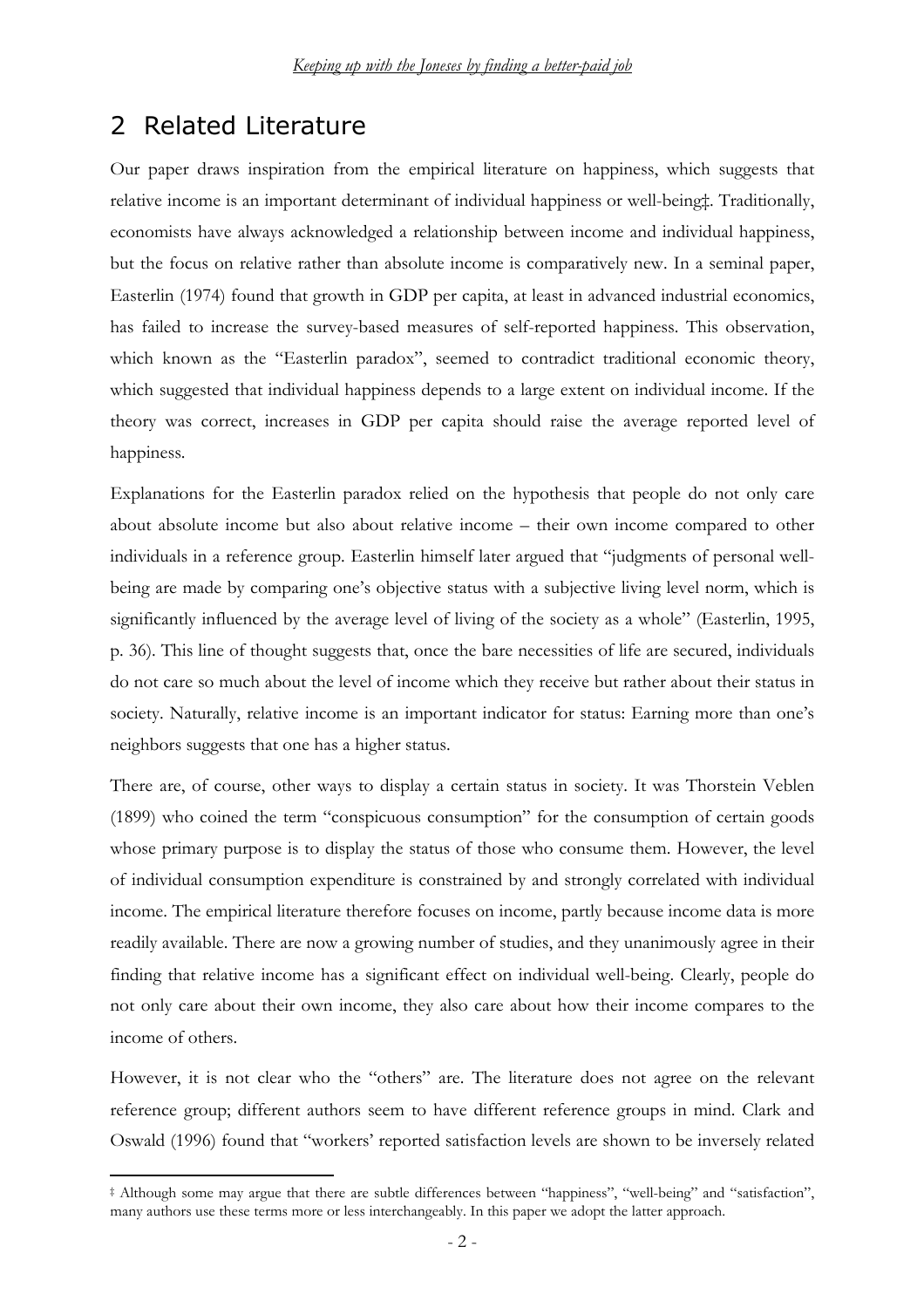## 2 Related Literature

Our paper draws inspiration from the empirical literature on happiness, which suggests that relative income is an important determinant of individual happiness or well-being‡. Traditionally, economists have always acknowledged a relationship between income and individual happiness, but the focus on relative rather than absolute income is comparatively new. In a seminal paper, Easterlin (1974) found that growth in GDP per capita, at least in advanced industrial economics, has failed to increase the survey-based measures of self-reported happiness. This observation, which known as the "Easterlin paradox", seemed to contradict traditional economic theory, which suggested that individual happiness depends to a large extent on individual income. If the theory was correct, increases in GDP per capita should raise the average reported level of happiness.

Explanations for the Easterlin paradox relied on the hypothesis that people do not only care about absolute income but also about relative income – their own income compared to other individuals in a reference group. Easterlin himself later argued that "judgments of personal well-being are made by comparing one's objective status with a subjective living level norm, which is significantly influenced by the average level of living of the society as a whole" (Easterlin, 1995, p. 36). This line of thought suggests that, once the bare necessities of life are secured, individuals do not care so much about the level of income which they receive but rather about their status in society. Naturally, relative income is an important indicator for status: Earning more than one's neighbors suggests that one has a higher status.

There are, of course, other ways to display a certain status in society. It was Thorstein Veblen (1899) who coined the term "conspicuous consumption" for the consumption of certain goods whose primary purpose is to display the status of those who consume them. However, the level of individual consumption expenditure is constrained by and strongly correlated with individual income. The empirical literature therefore focuses on income, partly because income data is more readily available. There are now a growing number of studies, and they unanimously agree in their finding that relative income has a significant effect on individual well-being. Clearly, people do not only care about their own income, they also care about how their income compares to the income of others.

However, it is not clear who the "others" are. The literature does not agree on the relevant reference group; different authors seem to have different reference groups in mind. Clark and Oswald (1996) found that "workers' reported satisfaction levels are shown to be inversely related

‡ Although some may argue that there are subtle differences between "happiness", "well-being" and "satisfaction", many authors use these terms more or less interchangeably. In this paper we adopt the latter approach.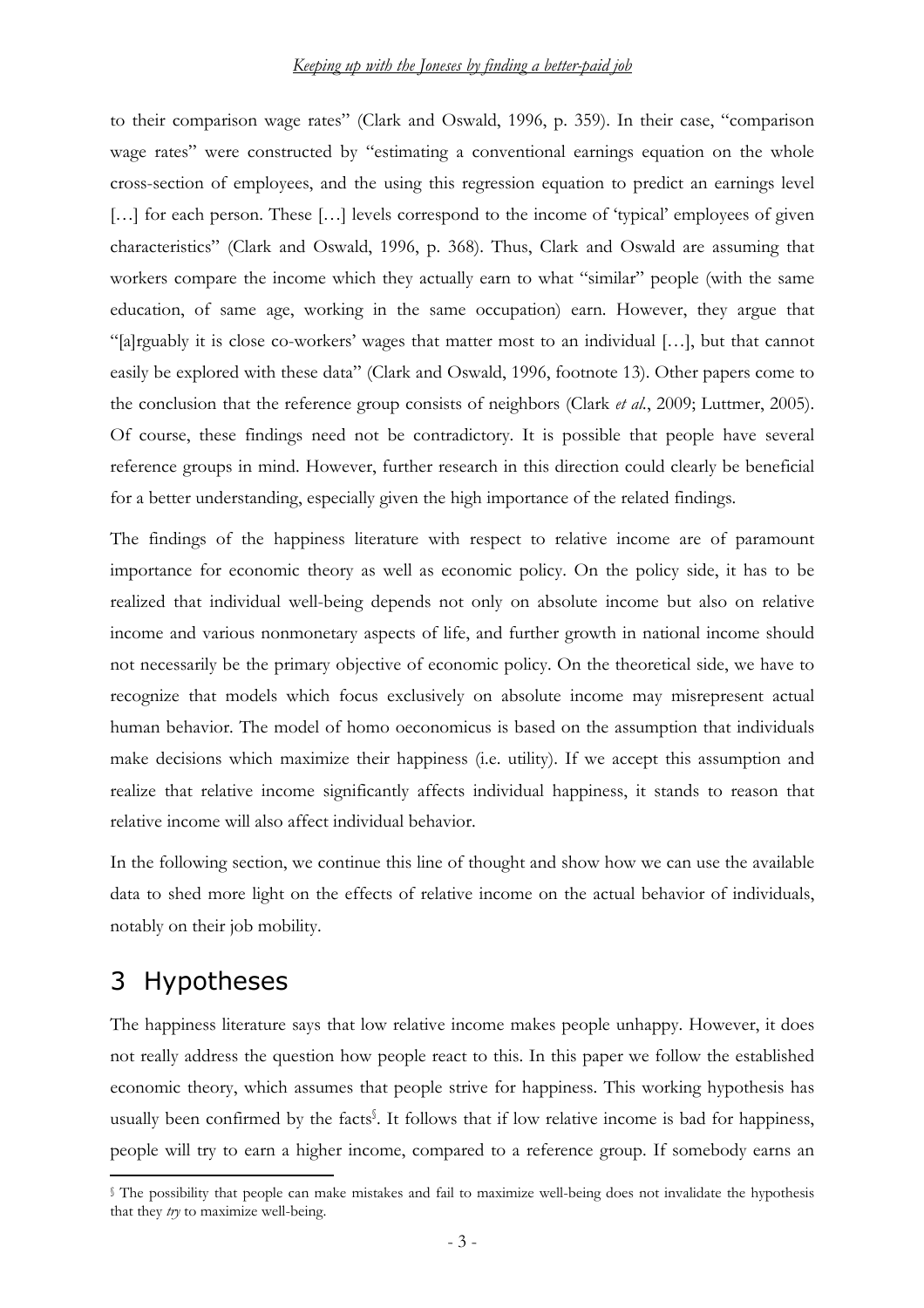to their comparison wage rates" (Clark and Oswald, 1996, p. 359). In their case, "comparison wage rates" were constructed by "estimating a conventional earnings equation on the whole cross-section of employees, and the using this regression equation to predict an earnings level […] for each person. These […] levels correspond to the income of 'typical' employees of given characteristics" (Clark and Oswald, 1996, p. 368). Thus, Clark and Oswald are assuming that workers compare the income which they actually earn to what "similar" people (with the same education, of same age, working in the same occupation) earn. However, they argue that "[a]rguably it is close co-workers' wages that matter most to an individual […], but that cannot easily be explored with these data" (Clark and Oswald, 1996, footnote 13). Other papers come to the conclusion that the reference group consists of neighbors (Clark *et al.*, 2009; Luttmer, 2005). Of course, these findings need not be contradictory. It is possible that people have several reference groups in mind. However, further research in this direction could clearly be beneficial for a better understanding, especially given the high importance of the related findings.

The findings of the happiness literature with respect to relative income are of paramount importance for economic theory as well as economic policy. On the policy side, it has to be realized that individual well-being depends not only on absolute income but also on relative income and various nonmonetary aspects of life, and further growth in national income should not necessarily be the primary objective of economic policy. On the theoretical side, we have to recognize that models which focus exclusively on absolute income may misrepresent actual human behavior. The model of homo oeconomicus is based on the assumption that individuals make decisions which maximize their happiness (i.e. utility). If we accept this assumption and realize that relative income significantly affects individual happiness, it stands to reason that relative income will also affect individual behavior.

In the following section, we continue this line of thought and show how we can use the available data to shed more light on the effects of relative income on the actual behavior of individuals, notably on their job mobility.

# 3 Hypotheses

The happiness literature says that low relative income makes people unhappy. However, it does not really address the question how people react to this. In this paper we follow the established economic theory, which assumes that people strive for happiness. This working hypothesis has usually been confirmed by the facts[§]. It follows that if low relative income is bad for happiness, people will try to earn a higher income, compared to a reference group. If somebody earns an

[§] The possibility that people can make mistakes and fail to maximize well-being does not invalidate the hypothesis that they *try* to maximize well-being.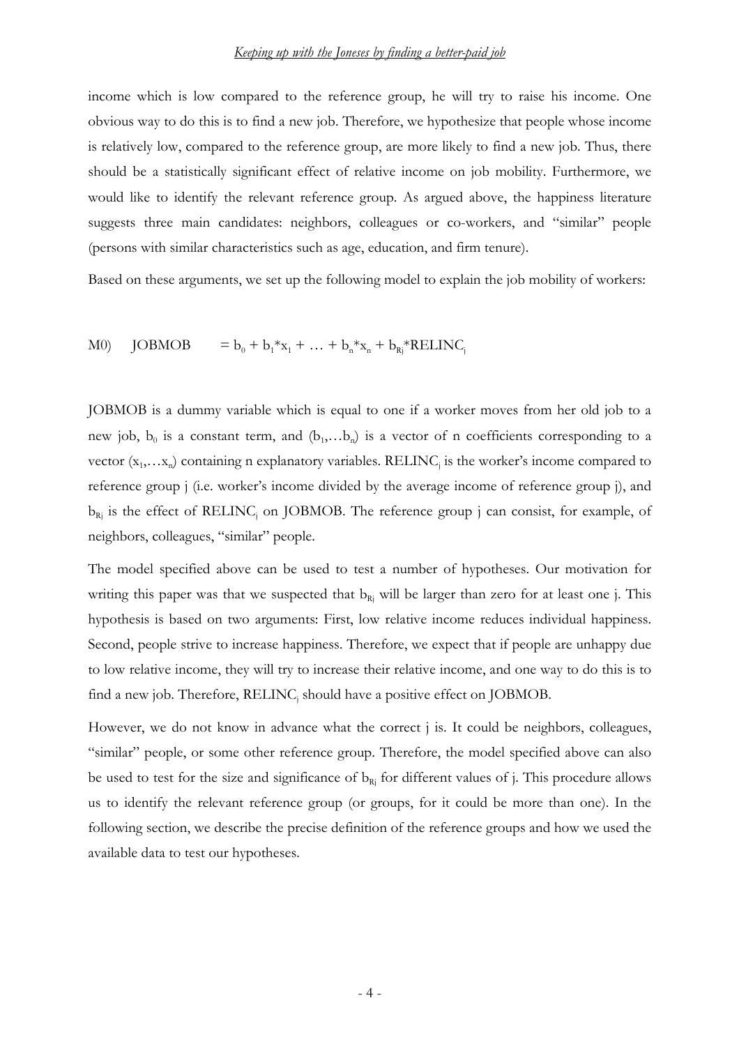income which is low compared to the reference group, he will try to raise his income. One obvious way to do this is to find a new job. Therefore, we hypothesize that people whose income is relatively low, compared to the reference group, are more likely to find a new job. Thus, there should be a statistically significant effect of relative income on job mobility. Furthermore, we would like to identify the relevant reference group. As argued above, the happiness literature suggests three main candidates: neighbors, colleagues or co-workers, and "similar" people (persons with similar characteristics such as age, education, and firm tenure).

Based on these arguments, we set up the following model to explain the job mobility of workers:

$$\text{M0)} \quad \text{JOBMOB} = b_0 + b_1 {*} x_1 + \ldots + b_n {*} x_n + b_{Rj} {*} \text{RELINC}_j$$

JOBMOB is a dummy variable which is equal to one if a worker moves from her old job to a new job, $b_0$ is a constant term, and $(b_1,\ldots b_n)$ is a vector of n coefficients corresponding to a vector $(x_1,\ldots x_n)$ containing n explanatory variables. $\text{RELINC}_j$ is the worker's income compared to reference group j (i.e. worker's income divided by the average income of reference group j), and $b_{Rj}$ is the effect of $\text{RELINC}_j$ on JOBMOB. The reference group j can consist, for example, of neighbors, colleagues, "similar" people.

The model specified above can be used to test a number of hypotheses. Our motivation for writing this paper was that we suspected that $b_{Rj}$ will be larger than zero for at least one j. This hypothesis is based on two arguments: First, low relative income reduces individual happiness. Second, people strive to increase happiness. Therefore, we expect that if people are unhappy due to low relative income, they will try to increase their relative income, and one way to do this is to find a new job. Therefore, $\text{RELINC}_j$ should have a positive effect on JOBMOB.

However, we do not know in advance what the correct j is. It could be neighbors, colleagues, "similar" people, or some other reference group. Therefore, the model specified above can also be used to test for the size and significance of $b_{Rj}$ for different values of j. This procedure allows us to identify the relevant reference group (or groups, for it could be more than one). In the following section, we describe the precise definition of the reference groups and how we used the available data to test our hypotheses.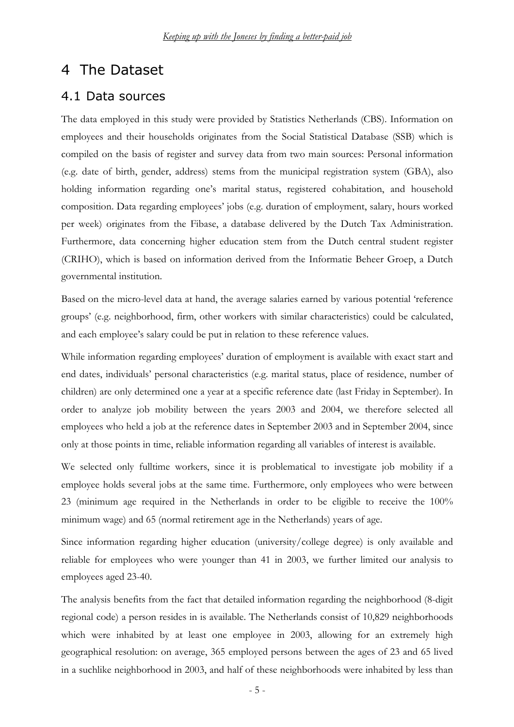# 4 The Dataset

## 4.1 Data sources

The data employed in this study were provided by Statistics Netherlands (CBS). Information on employees and their households originates from the Social Statistical Database (SSB) which is compiled on the basis of register and survey data from two main sources: Personal information (e.g. date of birth, gender, address) stems from the municipal registration system (GBA), also holding information regarding one's marital status, registered cohabitation, and household composition. Data regarding employees' jobs (e.g. duration of employment, salary, hours worked per week) originates from the Fibase, a database delivered by the Dutch Tax Administration. Furthermore, data concerning higher education stem from the Dutch central student register (CRIHO), which is based on information derived from the Informatie Beheer Groep, a Dutch governmental institution.

Based on the micro-level data at hand, the average salaries earned by various potential 'reference groups' (e.g. neighborhood, firm, other workers with similar characteristics) could be calculated, and each employee's salary could be put in relation to these reference values.

While information regarding employees' duration of employment is available with exact start and end dates, individuals' personal characteristics (e.g. marital status, place of residence, number of children) are only determined one a year at a specific reference date (last Friday in September). In order to analyze job mobility between the years 2003 and 2004, we therefore selected all employees who held a job at the reference dates in September 2003 and in September 2004, since only at those points in time, reliable information regarding all variables of interest is available.

We selected only fulltime workers, since it is problematical to investigate job mobility if a employee holds several jobs at the same time. Furthermore, only employees who were between 23 (minimum age required in the Netherlands in order to be eligible to receive the 100% minimum wage) and 65 (normal retirement age in the Netherlands) years of age.

Since information regarding higher education (university/college degree) is only available and reliable for employees who were younger than 41 in 2003, we further limited our analysis to employees aged 23-40.

The analysis benefits from the fact that detailed information regarding the neighborhood (8-digit regional code) a person resides in is available. The Netherlands consist of 10,829 neighborhoods which were inhabited by at least one employee in 2003, allowing for an extremely high geographical resolution: on average, 365 employed persons between the ages of 23 and 65 lived in a suchlike neighborhood in 2003, and half of these neighborhoods were inhabited by less than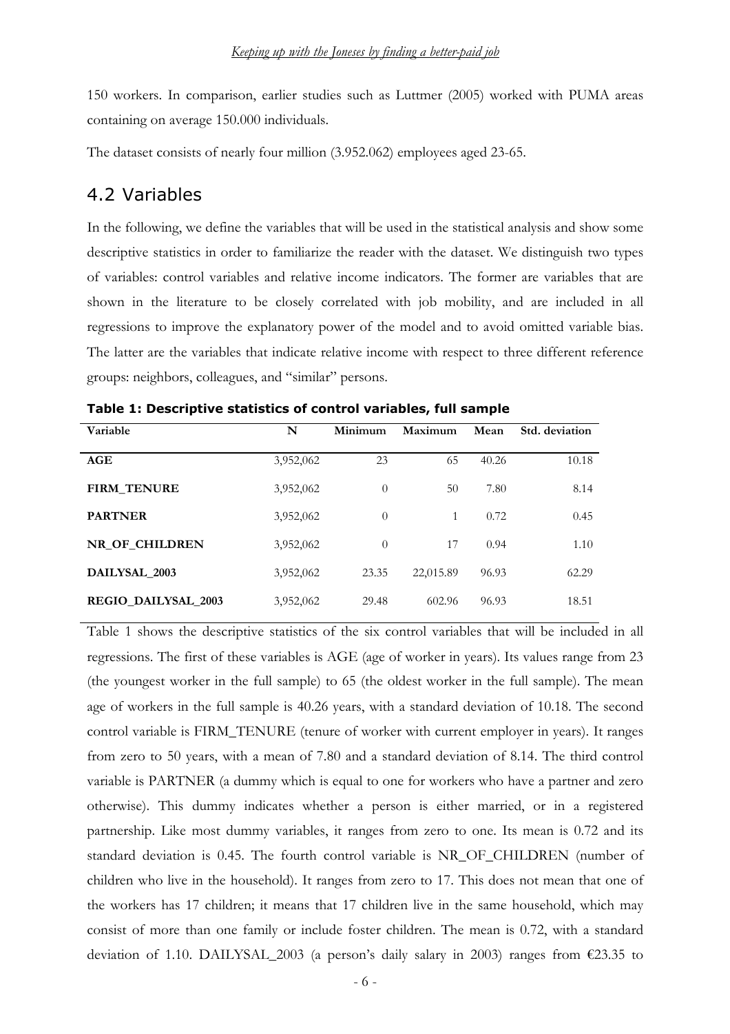150 workers. In comparison, earlier studies such as Luttmer (2005) worked with PUMA areas containing on average 150.000 individuals.

The dataset consists of nearly four million (3.952.062) employees aged 23-65.

## 4.2 Variables

In the following, we define the variables that will be used in the statistical analysis and show some descriptive statistics in order to familiarize the reader with the dataset. We distinguish two types of variables: control variables and relative income indicators. The former are variables that are shown in the literature to be closely correlated with job mobility, and are included in all regressions to improve the explanatory power of the model and to avoid omitted variable bias. The latter are the variables that indicate relative income with respect to three different reference groups: neighbors, colleagues, and "similar" persons.

**Table 1: Descriptive statistics of control variables, full sample**

| Variable | N | Minimum | Maximum | Mean | Std. deviation |
|---|---|---|---|---|---|
| **AGE** | 3,952,062 | 23 | 65 | 40.26 | 10.18 |
| **FIRM_TENURE** | 3,952,062 | 0 | 50 | 7.80 | 8.14 |
| **PARTNER** | 3,952,062 | 0 | 1 | 0.72 | 0.45 |
| **NR_OF_CHILDREN** | 3,952,062 | 0 | 17 | 0.94 | 1.10 |
| **DAILYSAL_2003** | 3,952,062 | 23.35 | 22,015.89 | 96.93 | 62.29 |
| **REGIO_DAILYSAL_2003** | 3,952,062 | 29.48 | 602.96 | 96.93 | 18.51 |

Table 1 shows the descriptive statistics of the six control variables that will be included in all regressions. The first of these variables is AGE (age of worker in years). Its values range from 23 (the youngest worker in the full sample) to 65 (the oldest worker in the full sample). The mean age of workers in the full sample is 40.26 years, with a standard deviation of 10.18. The second control variable is FIRM_TENURE (tenure of worker with current employer in years). It ranges from zero to 50 years, with a mean of 7.80 and a standard deviation of 8.14. The third control variable is PARTNER (a dummy which is equal to one for workers who have a partner and zero otherwise). This dummy indicates whether a person is either married, or in a registered partnership. Like most dummy variables, it ranges from zero to one. Its mean is 0.72 and its standard deviation is 0.45. The fourth control variable is NR_OF_CHILDREN (number of children who live in the household). It ranges from zero to 17. This does not mean that one of the workers has 17 children; it means that 17 children live in the same household, which may consist of more than one family or include foster children. The mean is 0.72, with a standard deviation of 1.10. DAILYSAL_2003 (a person's daily salary in 2003) ranges from €23.35 to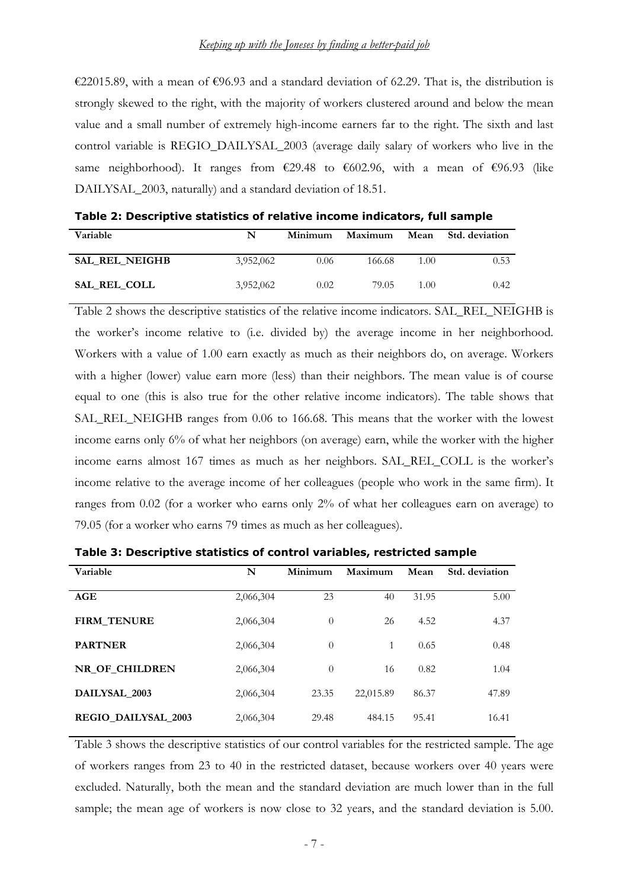€22015.89, with a mean of €96.93 and a standard deviation of 62.29. That is, the distribution is strongly skewed to the right, with the majority of workers clustered around and below the mean value and a small number of extremely high-income earners far to the right. The sixth and last control variable is REGIO_DAILYSAL_2003 (average daily salary of workers who live in the same neighborhood). It ranges from €29.48 to €602.96, with a mean of €96.93 (like DAILYSAL_2003, naturally) and a standard deviation of 18.51.

**Table 2: Descriptive statistics of relative income indicators, full sample**

| Variable | N | Minimum | Maximum | Mean | Std. deviation |
|---|---|---|---|---|---|
| **SAL_REL_NEIGHB** | 3,952,062 | 0.06 | 166.68 | 1.00 | 0.53 |
| **SAL_REL_COLL** | 3,952,062 | 0.02 | 79.05 | 1.00 | 0.42 |

Table 2 shows the descriptive statistics of the relative income indicators. SAL_REL_NEIGHB is the worker's income relative to (i.e. divided by) the average income in her neighborhood. Workers with a value of 1.00 earn exactly as much as their neighbors do, on average. Workers with a higher (lower) value earn more (less) than their neighbors. The mean value is of course equal to one (this is also true for the other relative income indicators). The table shows that SAL_REL_NEIGHB ranges from 0.06 to 166.68. This means that the worker with the lowest income earns only 6% of what her neighbors (on average) earn, while the worker with the higher income earns almost 167 times as much as her neighbors. SAL_REL_COLL is the worker's income relative to the average income of her colleagues (people who work in the same firm). It ranges from 0.02 (for a worker who earns only 2% of what her colleagues earn on average) to 79.05 (for a worker who earns 79 times as much as her colleagues).

**Table 3: Descriptive statistics of control variables, restricted sample**

| Variable | N | Minimum | Maximum | Mean | Std. deviation |
|---|---|---|---|---|---|
| **AGE** | 2,066,304 | 23 | 40 | 31.95 | 5.00 |
| **FIRM_TENURE** | 2,066,304 | 0 | 26 | 4.52 | 4.37 |
| **PARTNER** | 2,066,304 | 0 | 1 | 0.65 | 0.48 |
| **NR_OF_CHILDREN** | 2,066,304 | 0 | 16 | 0.82 | 1.04 |
| **DAILYSAL_2003** | 2,066,304 | 23.35 | 22,015.89 | 86.37 | 47.89 |
| **REGIO_DAILYSAL_2003** | 2,066,304 | 29.48 | 484.15 | 95.41 | 16.41 |

Table 3 shows the descriptive statistics of our control variables for the restricted sample. The age of workers ranges from 23 to 40 in the restricted dataset, because workers over 40 years were excluded. Naturally, both the mean and the standard deviation are much lower than in the full sample; the mean age of workers is now close to 32 years, and the standard deviation is 5.00.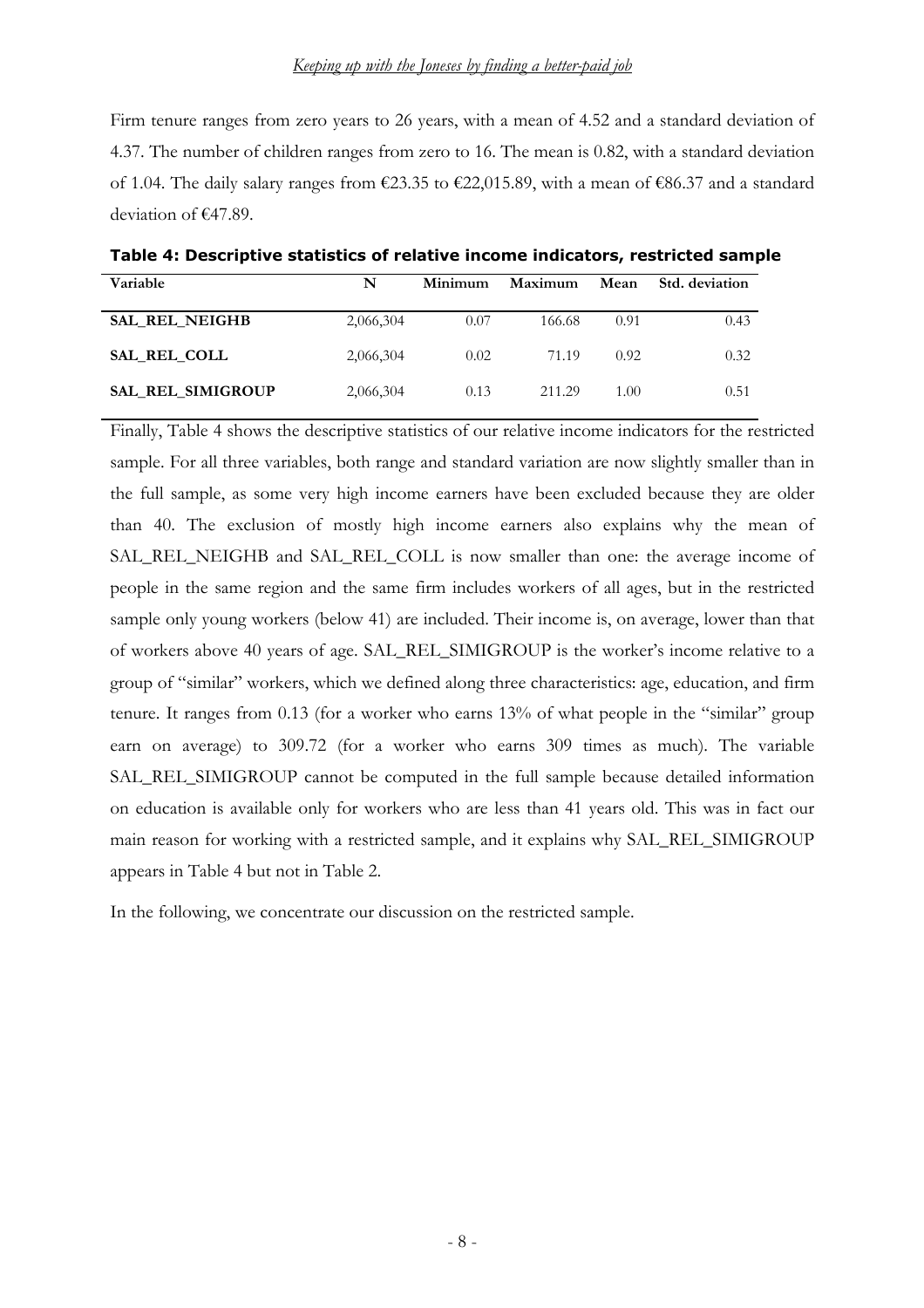Firm tenure ranges from zero years to 26 years, with a mean of 4.52 and a standard deviation of 4.37. The number of children ranges from zero to 16. The mean is 0.82, with a standard deviation of 1.04. The daily salary ranges from €23.35 to €22,015.89, with a mean of €86.37 and a standard deviation of €47.89.

**Table 4: Descriptive statistics of relative income indicators, restricted sample**

| Variable | N | Minimum | Maximum | Mean | Std. deviation |
|---|---|---|---|---|---|
| **SAL_REL_NEIGHB** | 2,066,304 | 0.07 | 166.68 | 0.91 | 0.43 |
| **SAL_REL_COLL** | 2,066,304 | 0.02 | 71.19 | 0.92 | 0.32 |
| **SAL_REL_SIMIGROUP** | 2,066,304 | 0.13 | 211.29 | 1.00 | 0.51 |

Finally, Table 4 shows the descriptive statistics of our relative income indicators for the restricted sample. For all three variables, both range and standard variation are now slightly smaller than in the full sample, as some very high income earners have been excluded because they are older than 40. The exclusion of mostly high income earners also explains why the mean of SAL_REL_NEIGHB and SAL_REL_COLL is now smaller than one: the average income of people in the same region and the same firm includes workers of all ages, but in the restricted sample only young workers (below 41) are included. Their income is, on average, lower than that of workers above 40 years of age. SAL_REL_SIMIGROUP is the worker's income relative to a group of "similar" workers, which we defined along three characteristics: age, education, and firm tenure. It ranges from 0.13 (for a worker who earns 13% of what people in the "similar" group earn on average) to 309.72 (for a worker who earns 309 times as much). The variable SAL_REL_SIMIGROUP cannot be computed in the full sample because detailed information on education is available only for workers who are less than 41 years old. This was in fact our main reason for working with a restricted sample, and it explains why SAL_REL_SIMIGROUP appears in Table 4 but not in Table 2.

In the following, we concentrate our discussion on the restricted sample.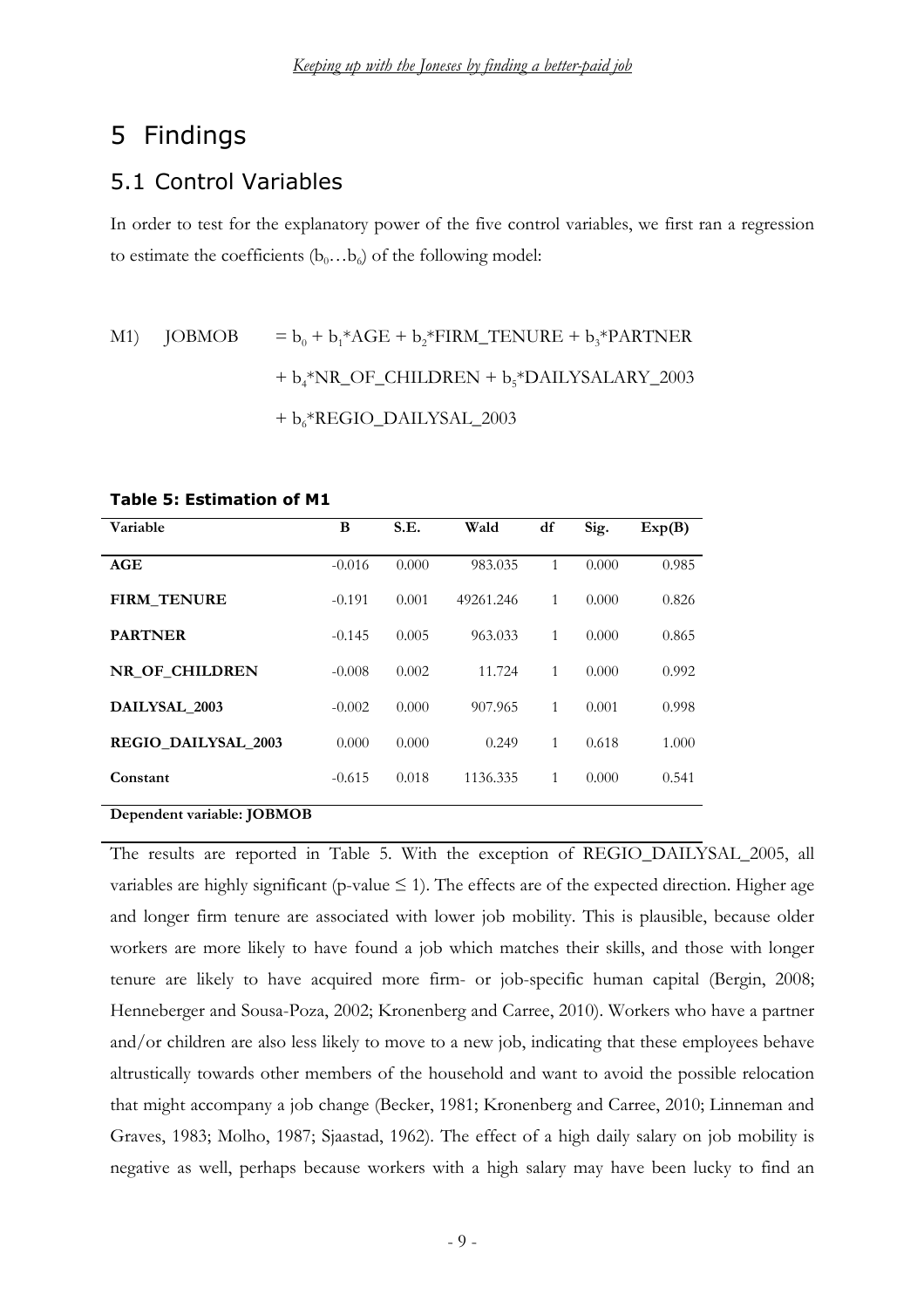# 5 Findings

## 5.1 Control Variables

In order to test for the explanatory power of the five control variables, we first ran a regression to estimate the coefficients ($b_0 \ldots b_6$) of the following model:

$$\text{M1)} \quad \text{JOBMOB} = b_0 + b_1{*}\text{AGE} + b_2{*}\text{FIRM\_TENURE} + b_3{*}\text{PARTNER} + b_4{*}\text{NR\_OF\_CHILDREN} + b_5{*}\text{DAILYSALARY\_2003} + b_6{*}\text{REGIO\_DAILYSAL\_2003}$$

**Table 5: Estimation of M1**

| Variable | B | S.E. | Wald | df | Sig. | Exp(B) |
|---|---|---|---|---|---|---|
| **AGE** | -0.016 | 0.000 | 983.035 | 1 | 0.000 | 0.985 |
| **FIRM_TENURE** | -0.191 | 0.001 | 49261.246 | 1 | 0.000 | 0.826 |
| **PARTNER** | -0.145 | 0.005 | 963.033 | 1 | 0.000 | 0.865 |
| **NR_OF_CHILDREN** | -0.008 | 0.002 | 11.724 | 1 | 0.000 | 0.992 |
| **DAILYSAL_2003** | -0.002 | 0.000 | 907.965 | 1 | 0.001 | 0.998 |
| **REGIO_DAILYSAL_2003** | 0.000 | 0.000 | 0.249 | 1 | 0.618 | 1.000 |
| **Constant** | -0.615 | 0.018 | 1136.335 | 1 | 0.000 | 0.541 |

**Dependent variable: JOBMOB**

The results are reported in Table 5. With the exception of REGIO_DAILYSAL_2005, all variables are highly significant (p-value $\leq 1$). The effects are of the expected direction. Higher age and longer firm tenure are associated with lower job mobility. This is plausible, because older workers are more likely to have found a job which matches their skills, and those with longer tenure are likely to have acquired more firm- or job-specific human capital (Bergin, 2008; Henneberger and Sousa-Poza, 2002; Kronenberg and Carree, 2010). Workers who have a partner and/or children are also less likely to move to a new job, indicating that these employees behave altrustically towards other members of the household and want to avoid the possible relocation that might accompany a job change (Becker, 1981; Kronenberg and Carree, 2010; Linneman and Graves, 1983; Molho, 1987; Sjaastad, 1962). The effect of a high daily salary on job mobility is negative as well, perhaps because workers with a high salary may have been lucky to find an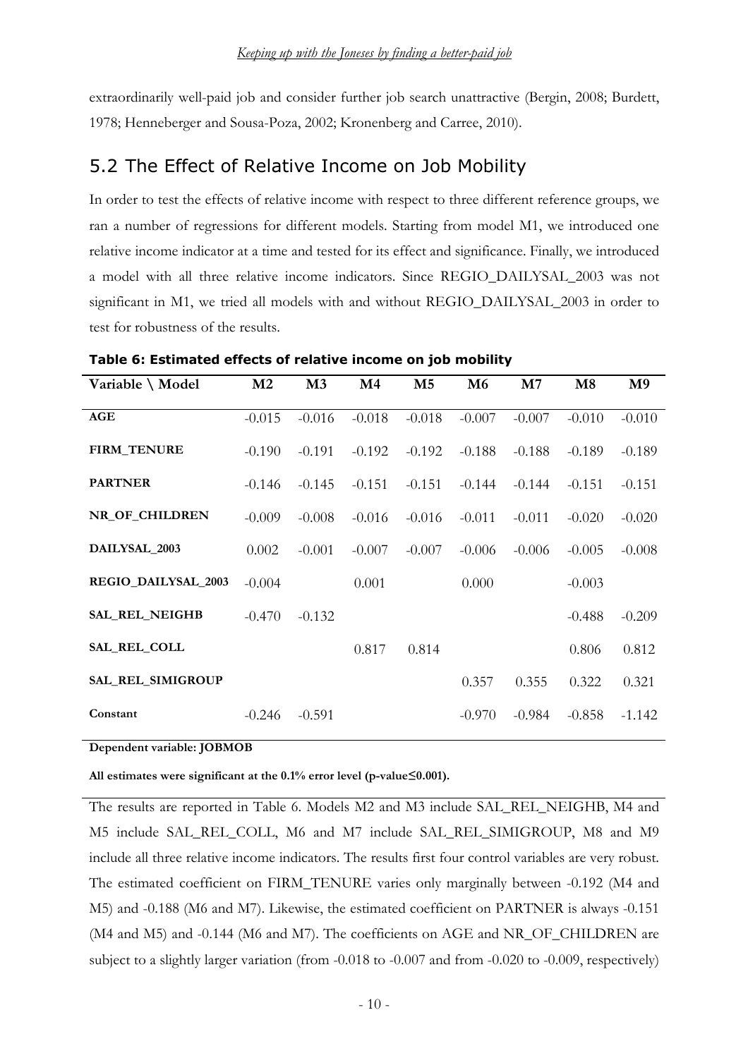extraordinarily well-paid job and consider further job search unattractive (Bergin, 2008; Burdett, 1978; Henneberger and Sousa-Poza, 2002; Kronenberg and Carree, 2010).

## 5.2 The Effect of Relative Income on Job Mobility

In order to test the effects of relative income with respect to three different reference groups, we ran a number of regressions for different models. Starting from model M1, we introduced one relative income indicator at a time and tested for its effect and significance. Finally, we introduced a model with all three relative income indicators. Since REGIO_DAILYSAL_2003 was not significant in M1, we tried all models with and without REGIO_DAILYSAL_2003 in order to test for robustness of the results.

**Table 6: Estimated effects of relative income on job mobility**

| Variable \ Model | M2 | M3 | M4 | M5 | M6 | M7 | M8 | M9 |
|---|---|---|---|---|---|---|---|---|
| **AGE** | -0.015 | -0.016 | -0.018 | -0.018 | -0.007 | -0.007 | -0.010 | -0.010 |
| **FIRM_TENURE** | -0.190 | -0.191 | -0.192 | -0.192 | -0.188 | -0.188 | -0.189 | -0.189 |
| **PARTNER** | -0.146 | -0.145 | -0.151 | -0.151 | -0.144 | -0.144 | -0.151 | -0.151 |
| **NR_OF_CHILDREN** | -0.009 | -0.008 | -0.016 | -0.016 | -0.011 | -0.011 | -0.020 | -0.020 |
| **DAILYSAL_2003** | 0.002 | -0.001 | -0.007 | -0.007 | -0.006 | -0.006 | -0.005 | -0.008 |
| **REGIO_DAILYSAL_2003** | -0.004 | | 0.001 | | 0.000 | | -0.003 | |
| **SAL_REL_NEIGHB** | -0.470 | -0.132 | | | | | -0.488 | -0.209 |
| **SAL_REL_COLL** | | | 0.817 | 0.814 | | | 0.806 | 0.812 |
| **SAL_REL_SIMIGROUP** | | | | | 0.357 | 0.355 | 0.322 | 0.321 |
| **Constant** | -0.246 | -0.591 | | | -0.970 | -0.984 | -0.858 | -1.142 |

**Dependent variable: JOBMOB**

**All estimates were significant at the 0.1% error level (p-value≤0.001).**

The results are reported in Table 6. Models M2 and M3 include SAL_REL_NEIGHB, M4 and M5 include SAL_REL_COLL, M6 and M7 include SAL_REL_SIMIGROUP, M8 and M9 include all three relative income indicators. The results first four control variables are very robust. The estimated coefficient on FIRM_TENURE varies only marginally between -0.192 (M4 and M5) and -0.188 (M6 and M7). Likewise, the estimated coefficient on PARTNER is always -0.151 (M4 and M5) and -0.144 (M6 and M7). The coefficients on AGE and NR_OF_CHILDREN are subject to a slightly larger variation (from -0.018 to -0.007 and from -0.020 to -0.009, respectively)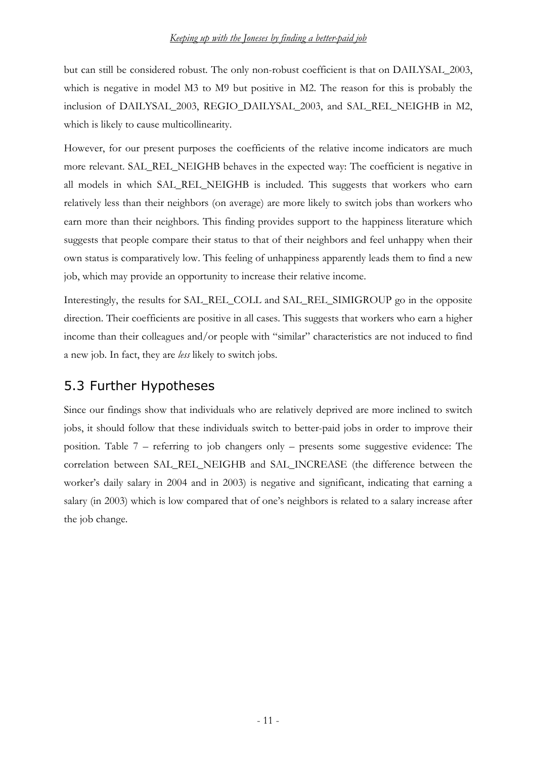but can still be considered robust. The only non-robust coefficient is that on DAILYSAL_2003, which is negative in model M3 to M9 but positive in M2. The reason for this is probably the inclusion of DAILYSAL_2003, REGIO_DAILYSAL_2003, and SAL_REL_NEIGHB in M2, which is likely to cause multicollinearity.

However, for our present purposes the coefficients of the relative income indicators are much more relevant. SAL_REL_NEIGHB behaves in the expected way: The coefficient is negative in all models in which SAL_REL_NEIGHB is included. This suggests that workers who earn relatively less than their neighbors (on average) are more likely to switch jobs than workers who earn more than their neighbors. This finding provides support to the happiness literature which suggests that people compare their status to that of their neighbors and feel unhappy when their own status is comparatively low. This feeling of unhappiness apparently leads them to find a new job, which may provide an opportunity to increase their relative income.

Interestingly, the results for SAL_REL_COLL and SAL_REL_SIMIGROUP go in the opposite direction. Their coefficients are positive in all cases. This suggests that workers who earn a higher income than their colleagues and/or people with "similar" characteristics are not induced to find a new job. In fact, they are *less* likely to switch jobs.

## 5.3 Further Hypotheses

Since our findings show that individuals who are relatively deprived are more inclined to switch jobs, it should follow that these individuals switch to better-paid jobs in order to improve their position. Table 7 – referring to job changers only – presents some suggestive evidence: The correlation between SAL_REL_NEIGHB and SAL_INCREASE (the difference between the worker's daily salary in 2004 and in 2003) is negative and significant, indicating that earning a salary (in 2003) which is low compared that of one's neighbors is related to a salary increase after the job change.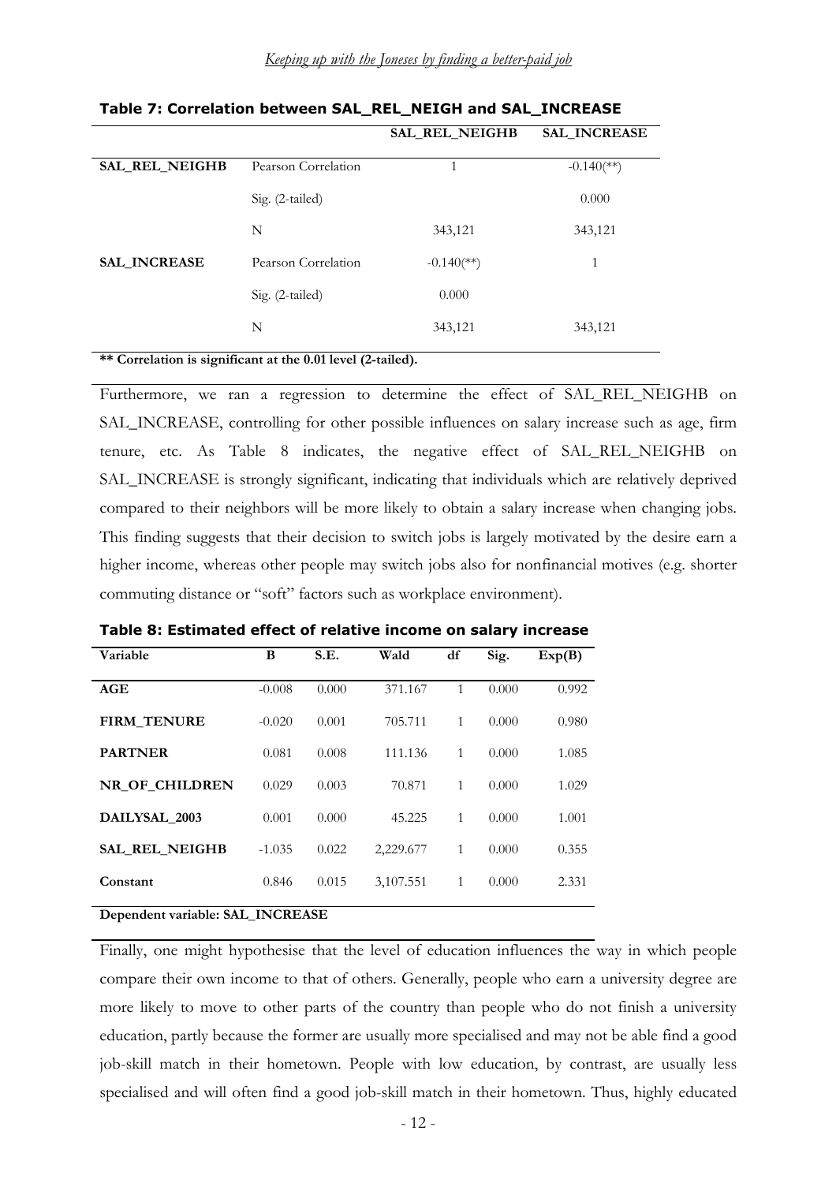**Table 7: Correlation between SAL_REL_NEIGH and SAL_INCREASE**

| | | SAL_REL_NEIGHB | SAL_INCREASE |
|---|---|---|---|
| **SAL_REL_NEIGHB** | Pearson Correlation | 1 | -0.140(**) |
| | Sig. (2-tailed) | | 0.000 |
| | N | 343,121 | 343,121 |
| **SAL_INCREASE** | Pearson Correlation | -0.140(**) | 1 |
| | Sig. (2-tailed) | 0.000 | |
| | N | 343,121 | 343,121 |

**\*\* Correlation is significant at the 0.01 level (2-tailed).**

Furthermore, we ran a regression to determine the effect of SAL_REL_NEIGHB on SAL_INCREASE, controlling for other possible influences on salary increase such as age, firm tenure, etc. As Table 8 indicates, the negative effect of SAL_REL_NEIGHB on SAL_INCREASE is strongly significant, indicating that individuals which are relatively deprived compared to their neighbors will be more likely to obtain a salary increase when changing jobs. This finding suggests that their decision to switch jobs is largely motivated by the desire earn a higher income, whereas other people may switch jobs also for nonfinancial motives (e.g. shorter commuting distance or "soft" factors such as workplace environment).

**Table 8: Estimated effect of relative income on salary increase**

| Variable | B | S.E. | Wald | df | Sig. | Exp(B) |
|---|---|---|---|---|---|---|
| **AGE** | -0.008 | 0.000 | 371.167 | 1 | 0.000 | 0.992 |
| **FIRM_TENURE** | -0.020 | 0.001 | 705.711 | 1 | 0.000 | 0.980 |
| **PARTNER** | 0.081 | 0.008 | 111.136 | 1 | 0.000 | 1.085 |
| **NR_OF_CHILDREN** | 0.029 | 0.003 | 70.871 | 1 | 0.000 | 1.029 |
| **DAILYSAL_2003** | 0.001 | 0.000 | 45.225 | 1 | 0.000 | 1.001 |
| **SAL_REL_NEIGHB** | -1.035 | 0.022 | 2,229.677 | 1 | 0.000 | 0.355 |
| **Constant** | 0.846 | 0.015 | 3,107.551 | 1 | 0.000 | 2.331 |

**Dependent variable: SAL_INCREASE**

Finally, one might hypothesise that the level of education influences the way in which people compare their own income to that of others. Generally, people who earn a university degree are more likely to move to other parts of the country than people who do not finish a university education, partly because the former are usually more specialised and may not be able find a good job-skill match in their hometown. People with low education, by contrast, are usually less specialised and will often find a good job-skill match in their hometown. Thus, highly educated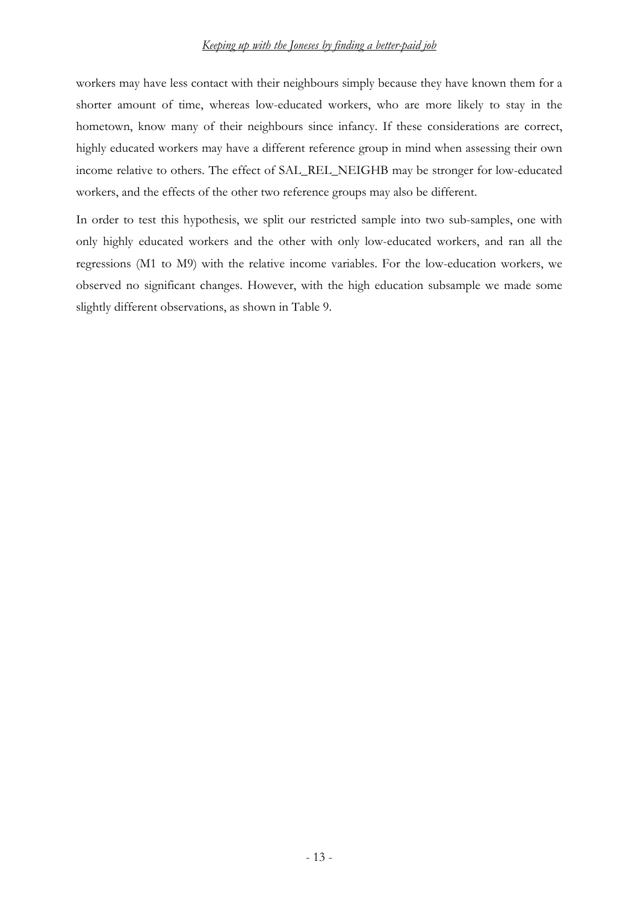workers may have less contact with their neighbours simply because they have known them for a shorter amount of time, whereas low-educated workers, who are more likely to stay in the hometown, know many of their neighbours since infancy. If these considerations are correct, highly educated workers may have a different reference group in mind when assessing their own income relative to others. The effect of SAL_REL_NEIGHB may be stronger for low-educated workers, and the effects of the other two reference groups may also be different.

In order to test this hypothesis, we split our restricted sample into two sub-samples, one with only highly educated workers and the other with only low-educated workers, and ran all the regressions (M1 to M9) with the relative income variables. For the low-education workers, we observed no significant changes. However, with the high education subsample we made some slightly different observations, as shown in Table 9.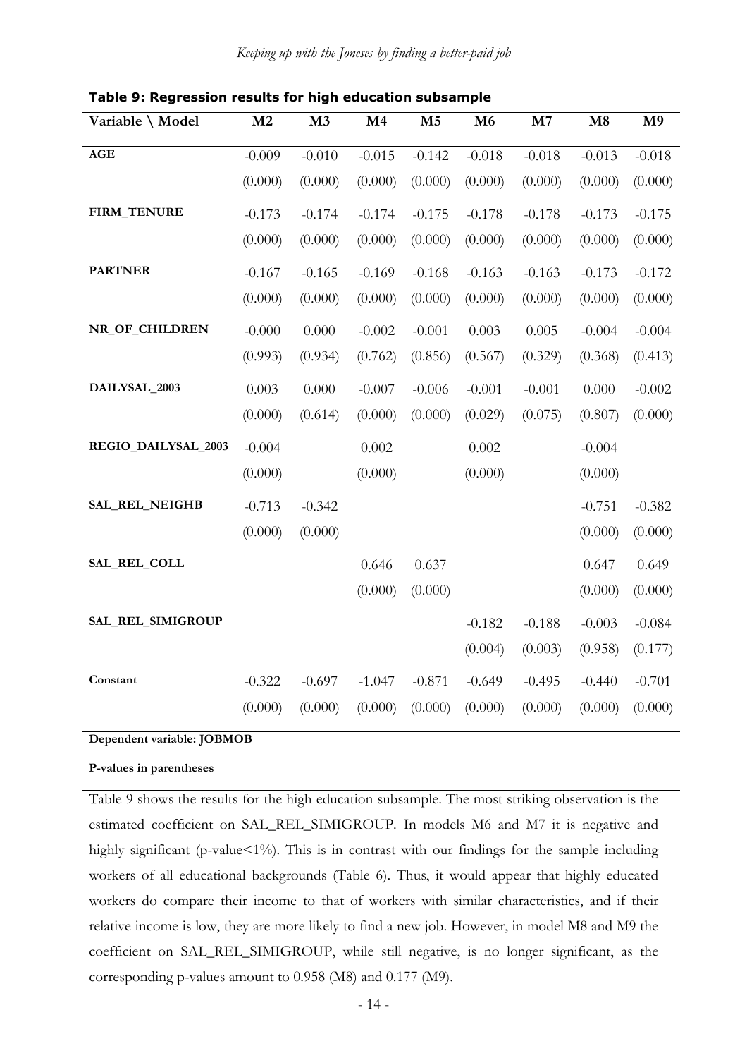**Table 9: Regression results for high education subsample**

| Variable \ Model | M2 | M3 | M4 | M5 | M6 | M7 | M8 | M9 |
|---|---|---|---|---|---|---|---|---|
| **AGE** | -0.009 | -0.010 | -0.015 | -0.142 | -0.018 | -0.018 | -0.013 | -0.018 |
| | (0.000) | (0.000) | (0.000) | (0.000) | (0.000) | (0.000) | (0.000) | (0.000) |
| **FIRM_TENURE** | -0.173 | -0.174 | -0.174 | -0.175 | -0.178 | -0.178 | -0.173 | -0.175 |
| | (0.000) | (0.000) | (0.000) | (0.000) | (0.000) | (0.000) | (0.000) | (0.000) |
| **PARTNER** | -0.167 | -0.165 | -0.169 | -0.168 | -0.163 | -0.163 | -0.173 | -0.172 |
| | (0.000) | (0.000) | (0.000) | (0.000) | (0.000) | (0.000) | (0.000) | (0.000) |
| **NR_OF_CHILDREN** | -0.000 | 0.000 | -0.002 | -0.001 | 0.003 | 0.005 | -0.004 | -0.004 |
| | (0.993) | (0.934) | (0.762) | (0.856) | (0.567) | (0.329) | (0.368) | (0.413) |
| **DAILYSAL_2003** | 0.003 | 0.000 | -0.007 | -0.006 | -0.001 | -0.001 | 0.000 | -0.002 |
| | (0.000) | (0.614) | (0.000) | (0.000) | (0.029) | (0.075) | (0.807) | (0.000) |
| **REGIO_DAILYSAL_2003** | -0.004 | | 0.002 | | 0.002 | | -0.004 | |
| | (0.000) | | (0.000) | | (0.000) | | (0.000) | |
| **SAL_REL_NEIGHB** | -0.713 | -0.342 | | | | | -0.751 | -0.382 |
| | (0.000) | (0.000) | | | | | (0.000) | (0.000) |
| **SAL_REL_COLL** | | | 0.646 | 0.637 | | | 0.647 | 0.649 |
| | | | (0.000) | (0.000) | | | (0.000) | (0.000) |
| **SAL_REL_SIMIGROUP** | | | | | -0.182 | -0.188 | -0.003 | -0.084 |
| | | | | | (0.004) | (0.003) | (0.958) | (0.177) |
| **Constant** | -0.322 | -0.697 | -1.047 | -0.871 | -0.649 | -0.495 | -0.440 | -0.701 |
| | (0.000) | (0.000) | (0.000) | (0.000) | (0.000) | (0.000) | (0.000) | (0.000) |

**Dependent variable: JOBMOB**

**P-values in parentheses**

Table 9 shows the results for the high education subsample. The most striking observation is the estimated coefficient on SAL_REL_SIMIGROUP. In models M6 and M7 it is negative and highly significant (p-value<1%). This is in contrast with our findings for the sample including workers of all educational backgrounds (Table 6). Thus, it would appear that highly educated workers do compare their income to that of workers with similar characteristics, and if their relative income is low, they are more likely to find a new job. However, in model M8 and M9 the coefficient on SAL_REL_SIMIGROUP, while still negative, is no longer significant, as the corresponding p-values amount to 0.958 (M8) and 0.177 (M9).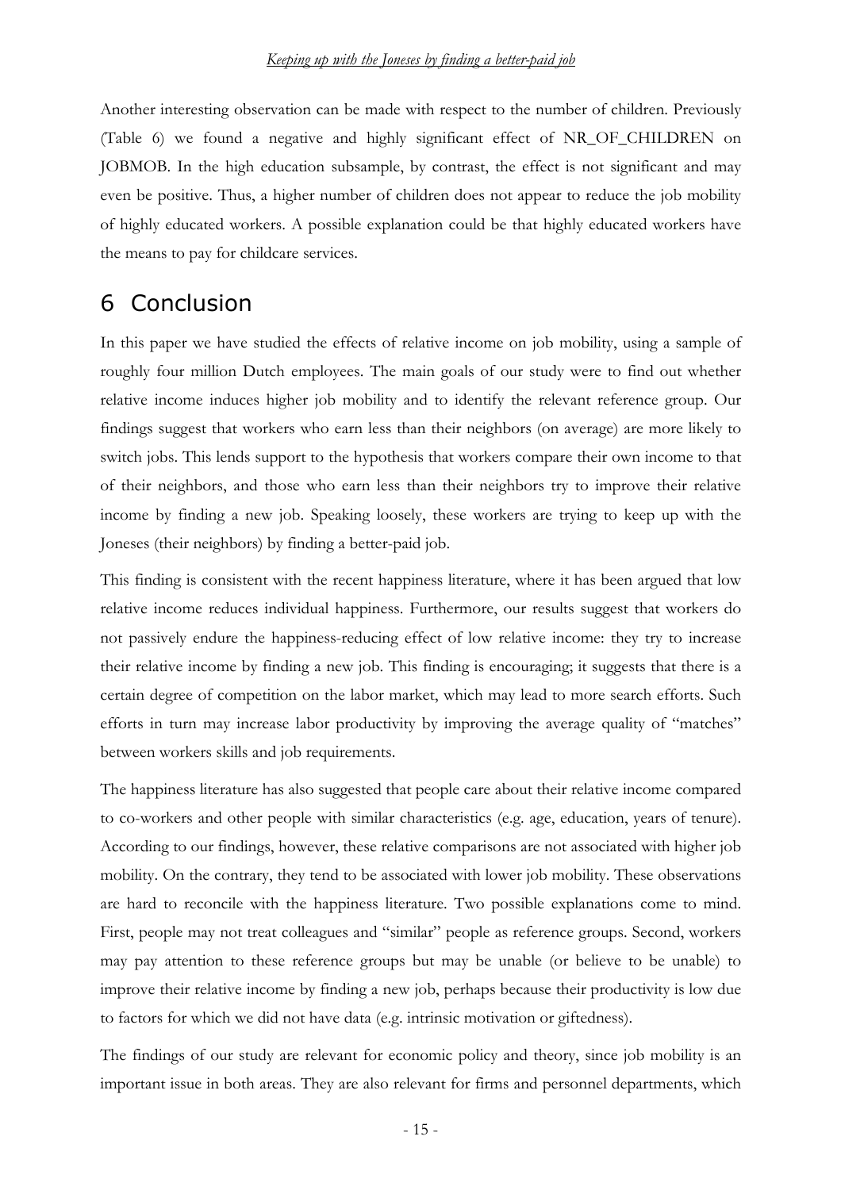Another interesting observation can be made with respect to the number of children. Previously (Table 6) we found a negative and highly significant effect of NR_OF_CHILDREN on JOBMOB. In the high education subsample, by contrast, the effect is not significant and may even be positive. Thus, a higher number of children does not appear to reduce the job mobility of highly educated workers. A possible explanation could be that highly educated workers have the means to pay for childcare services.

# 6 Conclusion

In this paper we have studied the effects of relative income on job mobility, using a sample of roughly four million Dutch employees. The main goals of our study were to find out whether relative income induces higher job mobility and to identify the relevant reference group. Our findings suggest that workers who earn less than their neighbors (on average) are more likely to switch jobs. This lends support to the hypothesis that workers compare their own income to that of their neighbors, and those who earn less than their neighbors try to improve their relative income by finding a new job. Speaking loosely, these workers are trying to keep up with the Joneses (their neighbors) by finding a better-paid job.

This finding is consistent with the recent happiness literature, where it has been argued that low relative income reduces individual happiness. Furthermore, our results suggest that workers do not passively endure the happiness-reducing effect of low relative income: they try to increase their relative income by finding a new job. This finding is encouraging; it suggests that there is a certain degree of competition on the labor market, which may lead to more search efforts. Such efforts in turn may increase labor productivity by improving the average quality of "matches" between workers skills and job requirements.

The happiness literature has also suggested that people care about their relative income compared to co-workers and other people with similar characteristics (e.g. age, education, years of tenure). According to our findings, however, these relative comparisons are not associated with higher job mobility. On the contrary, they tend to be associated with lower job mobility. These observations are hard to reconcile with the happiness literature. Two possible explanations come to mind. First, people may not treat colleagues and "similar" people as reference groups. Second, workers may pay attention to these reference groups but may be unable (or believe to be unable) to improve their relative income by finding a new job, perhaps because their productivity is low due to factors for which we did not have data (e.g. intrinsic motivation or giftedness).

The findings of our study are relevant for economic policy and theory, since job mobility is an important issue in both areas. They are also relevant for firms and personnel departments, which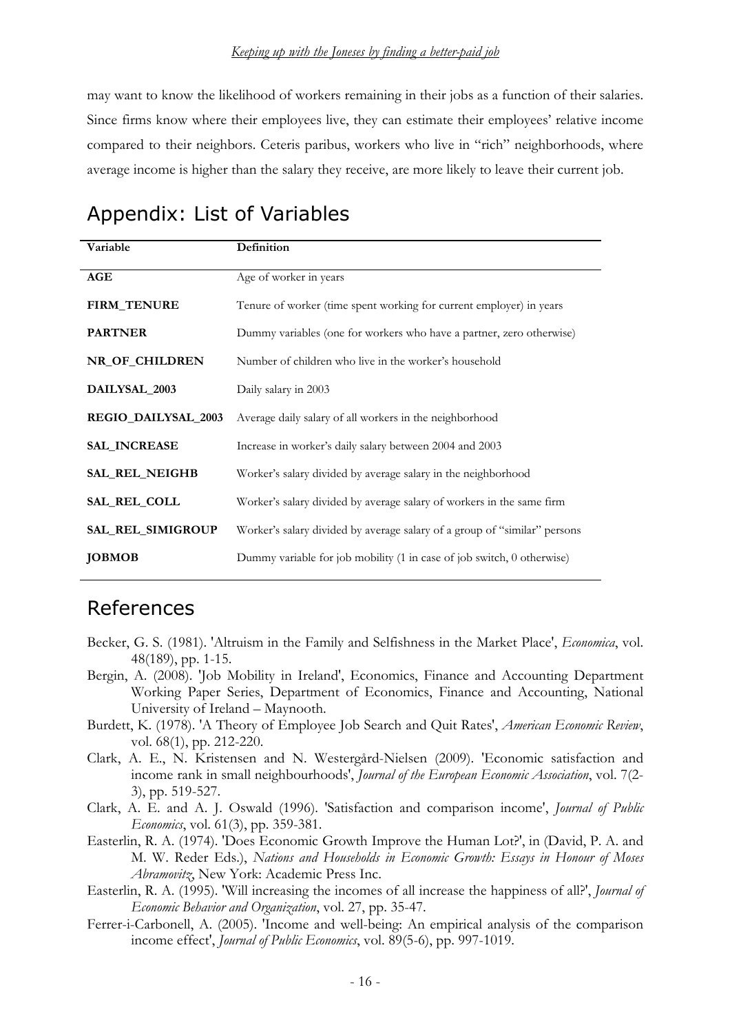may want to know the likelihood of workers remaining in their jobs as a function of their salaries. Since firms know where their employees live, they can estimate their employees' relative income compared to their neighbors. Ceteris paribus, workers who live in "rich" neighborhoods, where average income is higher than the salary they receive, are more likely to leave their current job.

# Appendix: List of Variables

| Variable | Definition |
|---|---|
| **AGE** | Age of worker in years |
| **FIRM_TENURE** | Tenure of worker (time spent working for current employer) in years |
| **PARTNER** | Dummy variables (one for workers who have a partner, zero otherwise) |
| **NR_OF_CHILDREN** | Number of children who live in the worker's household |
| **DAILYSAL_2003** | Daily salary in 2003 |
| **REGIO_DAILYSAL_2003** | Average daily salary of all workers in the neighborhood |
| **SAL_INCREASE** | Increase in worker's daily salary between 2004 and 2003 |
| **SAL_REL_NEIGHB** | Worker's salary divided by average salary in the neighborhood |
| **SAL_REL_COLL** | Worker's salary divided by average salary of workers in the same firm |
| **SAL_REL_SIMIGROUP** | Worker's salary divided by average salary of a group of "similar" persons |
| **JOBMOB** | Dummy variable for job mobility (1 in case of job switch, 0 otherwise) |

# References

Becker, G. S. (1981). 'Altruism in the Family and Selfishness in the Market Place', *Economica*, vol. 48(189), pp. 1-15.

Bergin, A. (2008). 'Job Mobility in Ireland', Economics, Finance and Accounting Department Working Paper Series, Department of Economics, Finance and Accounting, National University of Ireland – Maynooth.

Burdett, K. (1978). 'A Theory of Employee Job Search and Quit Rates', *American Economic Review*, vol. 68(1), pp. 212-220.

Clark, A. E., N. Kristensen and N. Westergård-Nielsen (2009). 'Economic satisfaction and income rank in small neighbourhoods', *Journal of the European Economic Association*, vol. 7(2-3), pp. 519-527.

Clark, A. E. and A. J. Oswald (1996). 'Satisfaction and comparison income', *Journal of Public Economics*, vol. 61(3), pp. 359-381.

Easterlin, R. A. (1974). 'Does Economic Growth Improve the Human Lot?', in (David, P. A. and M. W. Reder Eds.), *Nations and Households in Economic Growth: Essays in Honour of Moses Abramovitz*, New York: Academic Press Inc.

Easterlin, R. A. (1995). 'Will increasing the incomes of all increase the happiness of all?', *Journal of Economic Behavior and Organization*, vol. 27, pp. 35-47.

Ferrer-i-Carbonell, A. (2005). 'Income and well-being: An empirical analysis of the comparison income effect', *Journal of Public Economics*, vol. 89(5-6), pp. 997-1019.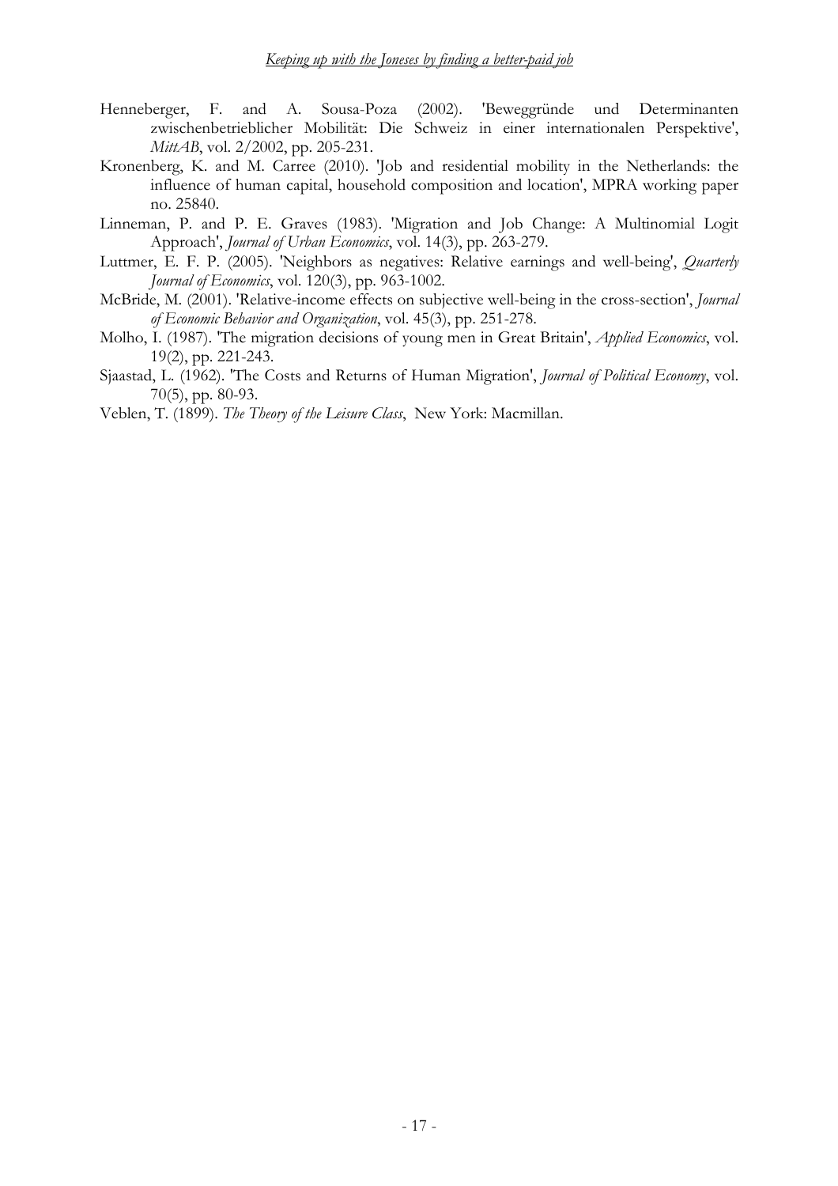Henneberger, F. and A. Sousa-Poza (2002). 'Beweggründe und Determinanten zwischenbetrieblicher Mobilität: Die Schweiz in einer internationalen Perspektive', *MittAB*, vol. 2/2002, pp. 205-231.

Kronenberg, K. and M. Carree (2010). 'Job and residential mobility in the Netherlands: the influence of human capital, household composition and location', MPRA working paper no. 25840.

Linneman, P. and P. E. Graves (1983). 'Migration and Job Change: A Multinomial Logit Approach', *Journal of Urban Economics*, vol. 14(3), pp. 263-279.

Luttmer, E. F. P. (2005). 'Neighbors as negatives: Relative earnings and well-being', *Quarterly Journal of Economics*, vol. 120(3), pp. 963-1002.

McBride, M. (2001). 'Relative-income effects on subjective well-being in the cross-section', *Journal of Economic Behavior and Organization*, vol. 45(3), pp. 251-278.

Molho, I. (1987). 'The migration decisions of young men in Great Britain', *Applied Economics*, vol. 19(2), pp. 221-243.

Sjaastad, L. (1962). 'The Costs and Returns of Human Migration', *Journal of Political Economy*, vol. 70(5), pp. 80-93.

Veblen, T. (1899). *The Theory of the Leisure Class*, New York: Macmillan.